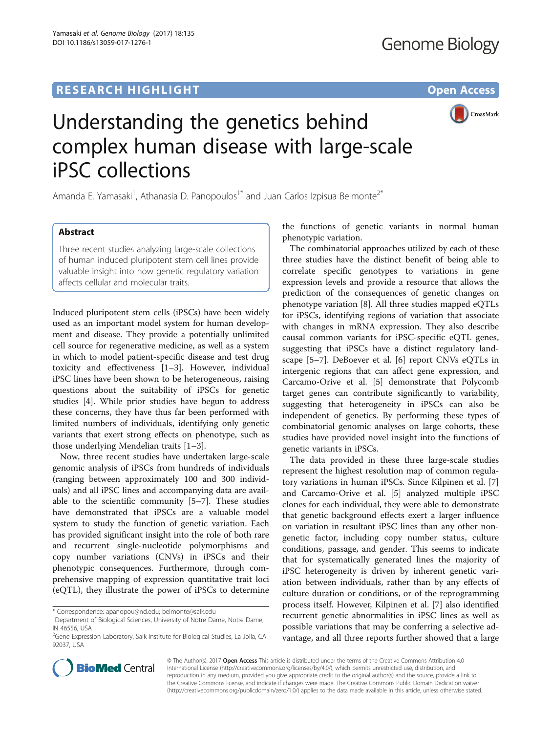**RESEARCH HIGHLIGHT** **Open Access**

# Understanding the genetics behind complex human disease with large-scale iPSC collections

Amanda E. Yamasaki[1], Athanasia D. Panopoulos[1*] and Juan Carlos Izpisua Belmonte[2*]

## Abstract

Three recent studies analyzing large-scale collections of human induced pluripotent stem cell lines provide valuable insight into how genetic regulatory variation affects cellular and molecular traits.

Induced pluripotent stem cells (iPSCs) have been widely used as an important model system for human development and disease. They provide a potentially unlimited cell source for regenerative medicine, as well as a system in which to model patient-specific disease and test drug toxicity and effectiveness [1–3]. However, individual iPSC lines have been shown to be heterogeneous, raising questions about the suitability of iPSCs for genetic studies [4]. While prior studies have begun to address these concerns, they have thus far been performed with limited numbers of individuals, identifying only genetic variants that exert strong effects on phenotype, such as those underlying Mendelian traits [1–3].

Now, three recent studies have undertaken large-scale genomic analysis of iPSCs from hundreds of individuals (ranging between approximately 100 and 300 individuals) and all iPSC lines and accompanying data are available to the scientific community [5–7]. These studies have demonstrated that iPSCs are a valuable model system to study the function of genetic variation. Each has provided significant insight into the role of both rare and recurrent single-nucleotide polymorphisms and copy number variations (CNVs) in iPSCs and their phenotypic consequences. Furthermore, through comprehensive mapping of expression quantitative trait loci (eQTL), they illustrate the power of iPSCs to determine the functions of genetic variants in normal human phenotypic variation.

The combinatorial approaches utilized by each of these three studies have the distinct benefit of being able to correlate specific genotypes to variations in gene expression levels and provide a resource that allows the prediction of the consequences of genetic changes on phenotype variation [8]. All three studies mapped eQTLs for iPSCs, identifying regions of variation that associate with changes in mRNA expression. They also describe causal common variants for iPSC-specific eQTL genes, suggesting that iPSCs have a distinct regulatory landscape [5–7]. DeBoever et al. [6] report CNVs eQTLs in intergenic regions that can affect gene expression, and Carcamo-Orive et al. [5] demonstrate that Polycomb target genes can contribute significantly to variability, suggesting that heterogeneity in iPSCs can also be independent of genetics. By performing these types of combinatorial genomic analyses on large cohorts, these studies have provided novel insight into the functions of genetic variants in iPSCs.

The data provided in these three large-scale studies represent the highest resolution map of common regulatory variations in human iPSCs. Since Kilpinen et al. [7] and Carcamo-Orive et al. [5] analyzed multiple iPSC clones for each individual, they were able to demonstrate that genetic background effects exert a larger influence on variation in resultant iPSC lines than any other non-genetic factor, including copy number status, culture conditions, passage, and gender. This seems to indicate that for systematically generated lines the majority of iPSC heterogeneity is driven by inherent genetic variation between individuals, rather than by any effects of culture duration or conditions, or of the reprogramming process itself. However, Kilpinen et al. [7] also identified recurrent genetic abnormalities in iPSC lines as well as possible variations that may be conferring a selective advantage, and all three reports further showed that a large

\* Correspondence: apanopou@nd.edu; belmonte@salk.edu
[1]Department of Biological Sciences, University of Notre Dame, Notre Dame, IN 46556, USA
[2]Gene Expression Laboratory, Salk Institute for Biological Studies, La Jolla, CA 92037, USA

© The Author(s). 2017 **Open Access** This article is distributed under the terms of the Creative Commons Attribution 4.0 International License (http://creativecommons.org/licenses/by/4.0/), which permits unrestricted use, distribution, and reproduction in any medium, provided you give appropriate credit to the original author(s) and the source, provide a link to the Creative Commons license, and indicate if changes were made. The Creative Commons Public Domain Dedication waiver (http://creativecommons.org/publicdomain/zero/1.0/) applies to the data made available in this article, unless otherwise stated.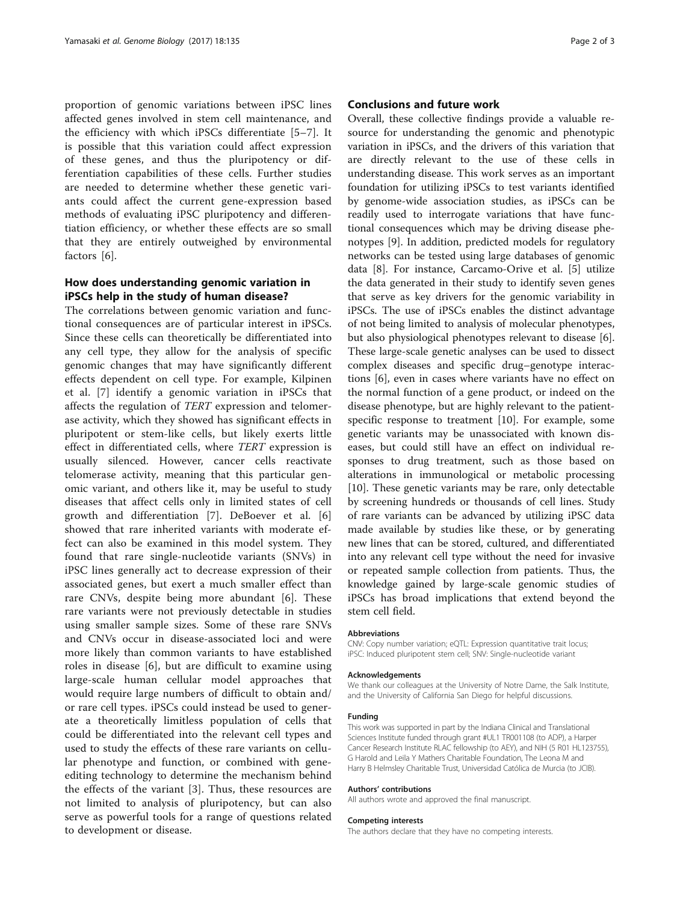proportion of genomic variations between iPSC lines affected genes involved in stem cell maintenance, and the efficiency with which iPSCs differentiate [5–7]. It is possible that this variation could affect expression of these genes, and thus the pluripotency or differentiation capabilities of these cells. Further studies are needed to determine whether these genetic variants could affect the current gene-expression based methods of evaluating iPSC pluripotency and differentiation efficiency, or whether these effects are so small that they are entirely outweighed by environmental factors [6].

## How does understanding genomic variation in iPSCs help in the study of human disease?

The correlations between genomic variation and functional consequences are of particular interest in iPSCs. Since these cells can theoretically be differentiated into any cell type, they allow for the analysis of specific genomic changes that may have significantly different effects dependent on cell type. For example, Kilpinen et al. [7] identify a genomic variation in iPSCs that affects the regulation of *TERT* expression and telomerase activity, which they showed has significant effects in pluripotent or stem-like cells, but likely exerts little effect in differentiated cells, where *TERT* expression is usually silenced. However, cancer cells reactivate telomerase activity, meaning that this particular genomic variant, and others like it, may be useful to study diseases that affect cells only in limited states of cell growth and differentiation [7]. DeBoever et al. [6] showed that rare inherited variants with moderate effect can also be examined in this model system. They found that rare single-nucleotide variants (SNVs) in iPSC lines generally act to decrease expression of their associated genes, but exert a much smaller effect than rare CNVs, despite being more abundant [6]. These rare variants were not previously detectable in studies using smaller sample sizes. Some of these rare SNVs and CNVs occur in disease-associated loci and were more likely than common variants to have established roles in disease [6], but are difficult to examine using large-scale human cellular model approaches that would require large numbers of difficult to obtain and/or rare cell types. iPSCs could instead be used to generate a theoretically limitless population of cells that could be differentiated into the relevant cell types and used to study the effects of these rare variants on cellular phenotype and function, or combined with gene-editing technology to determine the mechanism behind the effects of the variant [3]. Thus, these resources are not limited to analysis of pluripotency, but can also serve as powerful tools for a range of questions related to development or disease.

## Conclusions and future work

Overall, these collective findings provide a valuable resource for understanding the genomic and phenotypic variation in iPSCs, and the drivers of this variation that are directly relevant to the use of these cells in understanding disease. This work serves as an important foundation for utilizing iPSCs to test variants identified by genome-wide association studies, as iPSCs can be readily used to interrogate variations that have functional consequences which may be driving disease phenotypes [9]. In addition, predicted models for regulatory networks can be tested using large databases of genomic data [8]. For instance, Carcamo-Orive et al. [5] utilize the data generated in their study to identify seven genes that serve as key drivers for the genomic variability in iPSCs. The use of iPSCs enables the distinct advantage of not being limited to analysis of molecular phenotypes, but also physiological phenotypes relevant to disease [6]. These large-scale genetic analyses can be used to dissect complex diseases and specific drug–genotype interactions [6], even in cases where variants have no effect on the normal function of a gene product, or indeed on the disease phenotype, but are highly relevant to the patient-specific response to treatment [10]. For example, some genetic variants may be unassociated with known diseases, but could still have an effect on individual responses to drug treatment, such as those based on alterations in immunological or metabolic processing [10]. These genetic variants may be rare, only detectable by screening hundreds or thousands of cell lines. Study of rare variants can be advanced by utilizing iPSC data made available by studies like these, or by generating new lines that can be stored, cultured, and differentiated into any relevant cell type without the need for invasive or repeated sample collection from patients. Thus, the knowledge gained by large-scale genomic studies of iPSCs has broad implications that extend beyond the stem cell field.

#### Abbreviations

CNV: Copy number variation; eQTL: Expression quantitative trait locus; iPSC: Induced pluripotent stem cell; SNV: Single-nucleotide variant

#### Acknowledgements

We thank our colleagues at the University of Notre Dame, the Salk Institute, and the University of California San Diego for helpful discussions.

#### Funding

This work was supported in part by the Indiana Clinical and Translational Sciences Institute funded through grant #UL1 TR001108 (to ADP), a Harper Cancer Research Institute RLAC fellowship (to AEY), and NIH (5 R01 HL123755), G Harold and Leila Y Mathers Charitable Foundation, The Leona M and Harry B Helmsley Charitable Trust, Universidad Católica de Murcia (to JCIB).

#### Authors' contributions

All authors wrote and approved the final manuscript.

#### Competing interests

The authors declare that they have no competing interests.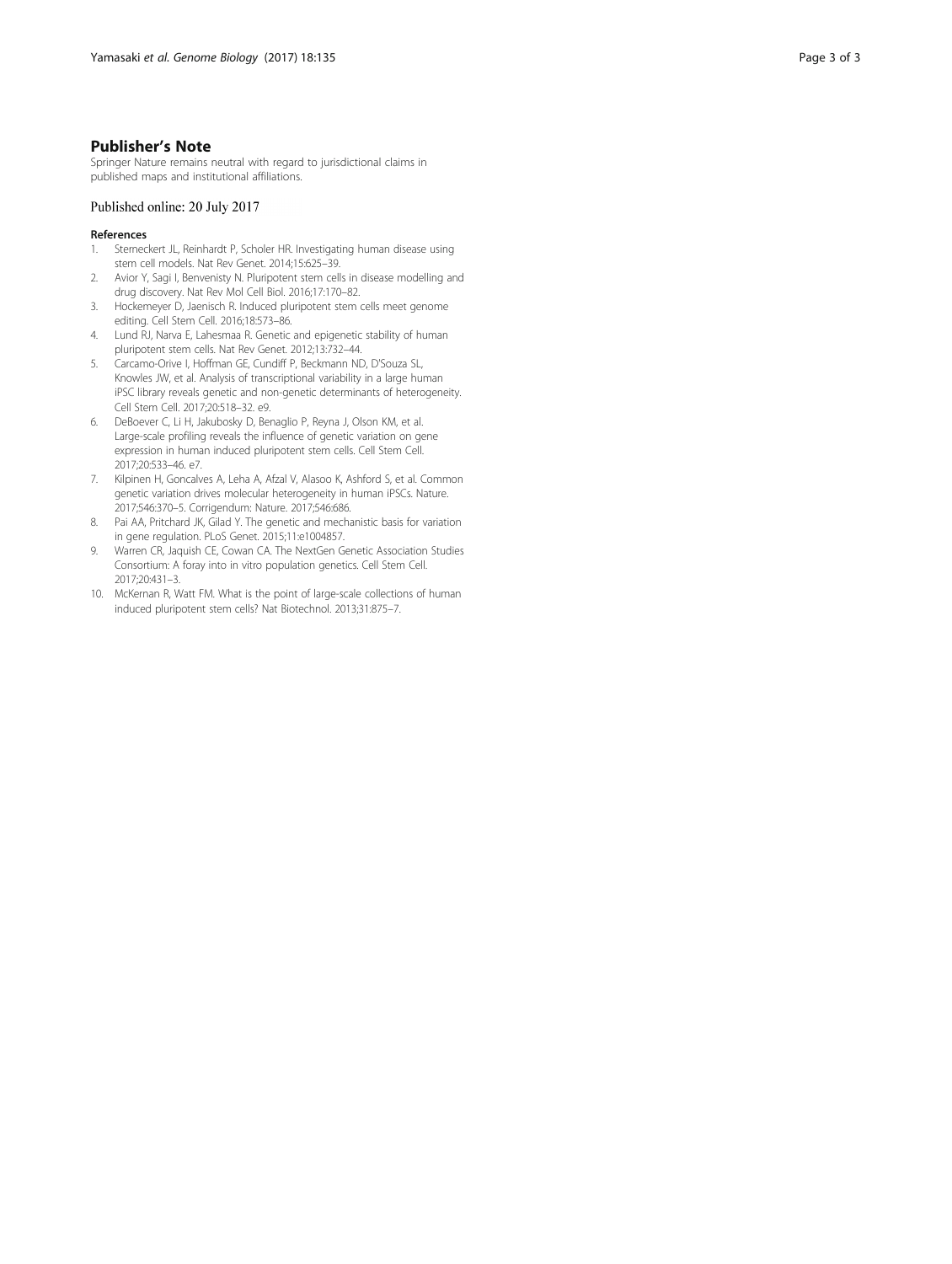## Publisher's Note

Springer Nature remains neutral with regard to jurisdictional claims in published maps and institutional affiliations.

Published online: 20 July 2017

### References

1. Sterneckert JL, Reinhardt P, Scholer HR. Investigating human disease using stem cell models. Nat Rev Genet. 2014;15:625–39.
2. Avior Y, Sagi I, Benvenisty N. Pluripotent stem cells in disease modelling and drug discovery. Nat Rev Mol Cell Biol. 2016;17:170–82.
3. Hockemeyer D, Jaenisch R. Induced pluripotent stem cells meet genome editing. Cell Stem Cell. 2016;18:573–86.
4. Lund RJ, Narva E, Lahesmaa R. Genetic and epigenetic stability of human pluripotent stem cells. Nat Rev Genet. 2012;13:732–44.
5. Carcamo-Orive I, Hoffman GE, Cundiff P, Beckmann ND, D'Souza SL, Knowles JW, et al. Analysis of transcriptional variability in a large human iPSC library reveals genetic and non-genetic determinants of heterogeneity. Cell Stem Cell. 2017;20:518–32. e9.
6. DeBoever C, Li H, Jakubosky D, Benaglio P, Reyna J, Olson KM, et al. Large-scale profiling reveals the influence of genetic variation on gene expression in human induced pluripotent stem cells. Cell Stem Cell. 2017;20:533–46. e7.
7. Kilpinen H, Goncalves A, Leha A, Afzal V, Alasoo K, Ashford S, et al. Common genetic variation drives molecular heterogeneity in human iPSCs. Nature. 2017;546:370–5. Corrigendum: Nature. 2017;546:686.
8. Pai AA, Pritchard JK, Gilad Y. The genetic and mechanistic basis for variation in gene regulation. PLoS Genet. 2015;11:e1004857.
9. Warren CR, Jaquish CE, Cowan CA. The NextGen Genetic Association Studies Consortium: A foray into in vitro population genetics. Cell Stem Cell. 2017;20:431–3.
10. McKernan R, Watt FM. What is the point of large-scale collections of human induced pluripotent stem cells? Nat Biotechnol. 2013;31:875–7.